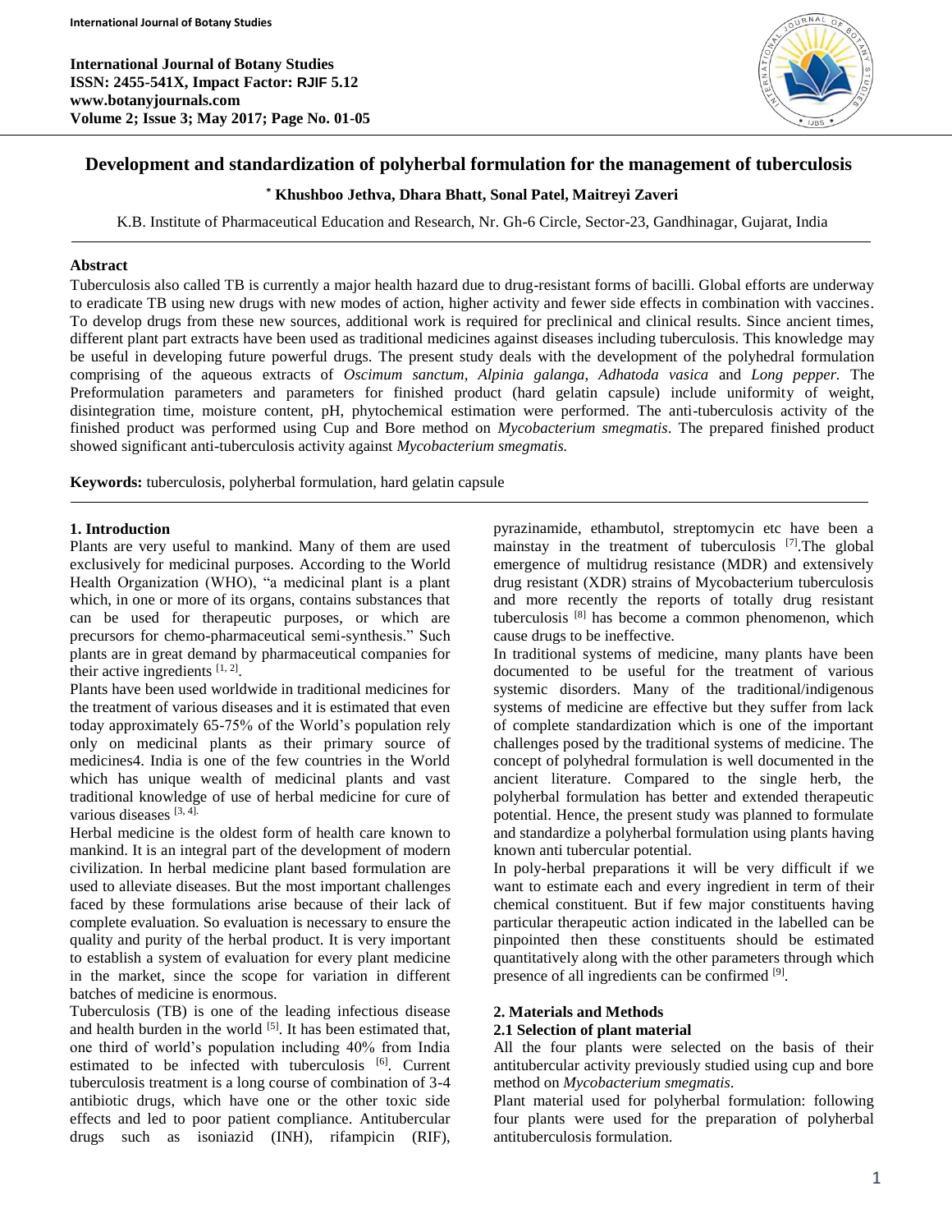# Development and standardization of polyherbal formulation for the management of tuberculosis

**[*] Khushboo Jethva, Dhara Bhatt, Sonal Patel, Maitreyi Zaveri**

K.B. Institute of Pharmaceutical Education and Research, Nr. Gh-6 Circle, Sector-23, Gandhinagar, Gujarat, India

## Abstract

Tuberculosis also called TB is currently a major health hazard due to drug-resistant forms of bacilli. Global efforts are underway to eradicate TB using new drugs with new modes of action, higher activity and fewer side effects in combination with vaccines. To develop drugs from these new sources, additional work is required for preclinical and clinical results. Since ancient times, different plant part extracts have been used as traditional medicines against diseases including tuberculosis. This knowledge may be useful in developing future powerful drugs. The present study deals with the development of the polyhedral formulation comprising of the aqueous extracts of *Oscimum sanctum, Alpinia galanga, Adhatoda vasica* and *Long pepper.* The Preformulation parameters and parameters for finished product (hard gelatin capsule) include uniformity of weight, disintegration time, moisture content, pH, phytochemical estimation were performed. The anti-tuberculosis activity of the finished product was performed using Cup and Bore method on *Mycobacterium smegmatis*. The prepared finished product showed significant anti-tuberculosis activity against *Mycobacterium smegmatis.*

**Keywords:** tuberculosis, polyherbal formulation, hard gelatin capsule

## 1. Introduction

Plants are very useful to mankind. Many of them are used exclusively for medicinal purposes. According to the World Health Organization (WHO), "a medicinal plant is a plant which, in one or more of its organs, contains substances that can be used for therapeutic purposes, or which are precursors for chemo-pharmaceutical semi-synthesis." Such plants are in great demand by pharmaceutical companies for their active ingredients [1, 2].

Plants have been used worldwide in traditional medicines for the treatment of various diseases and it is estimated that even today approximately 65-75% of the World's population rely only on medicinal plants as their primary source of medicines4. India is one of the few countries in the World which has unique wealth of medicinal plants and vast traditional knowledge of use of herbal medicine for cure of various diseases [3, 4].

Herbal medicine is the oldest form of health care known to mankind. It is an integral part of the development of modern civilization. In herbal medicine plant based formulation are used to alleviate diseases. But the most important challenges faced by these formulations arise because of their lack of complete evaluation. So evaluation is necessary to ensure the quality and purity of the herbal product. It is very important to establish a system of evaluation for every plant medicine in the market, since the scope for variation in different batches of medicine is enormous.

Tuberculosis (TB) is one of the leading infectious disease and health burden in the world [5]. It has been estimated that, one third of world's population including 40% from India estimated to be infected with tuberculosis [6]. Current tuberculosis treatment is a long course of combination of 3-4 antibiotic drugs, which have one or the other toxic side effects and led to poor patient compliance. Antitubercular drugs such as isoniazid (INH), rifampicin (RIF), pyrazinamide, ethambutol, streptomycin etc have been a mainstay in the treatment of tuberculosis [7].The global emergence of multidrug resistance (MDR) and extensively drug resistant (XDR) strains of Mycobacterium tuberculosis and more recently the reports of totally drug resistant tuberculosis [8] has become a common phenomenon, which cause drugs to be ineffective.

In traditional systems of medicine, many plants have been documented to be useful for the treatment of various systemic disorders. Many of the traditional/indigenous systems of medicine are effective but they suffer from lack of complete standardization which is one of the important challenges posed by the traditional systems of medicine. The concept of polyhedral formulation is well documented in the ancient literature. Compared to the single herb, the polyherbal formulation has better and extended therapeutic potential. Hence, the present study was planned to formulate and standardize a polyherbal formulation using plants having known anti tubercular potential.

In poly-herbal preparations it will be very difficult if we want to estimate each and every ingredient in term of their chemical constituent. But if few major constituents having particular therapeutic action indicated in the labelled can be pinpointed then these constituents should be estimated quantitatively along with the other parameters through which presence of all ingredients can be confirmed [9].

## 2. Materials and Methods

### 2.1 Selection of plant material

All the four plants were selected on the basis of their antitubercular activity previously studied using cup and bore method on *Mycobacterium smegmatis*.

Plant material used for polyherbal formulation: following four plants were used for the preparation of polyherbal antituberculosis formulation.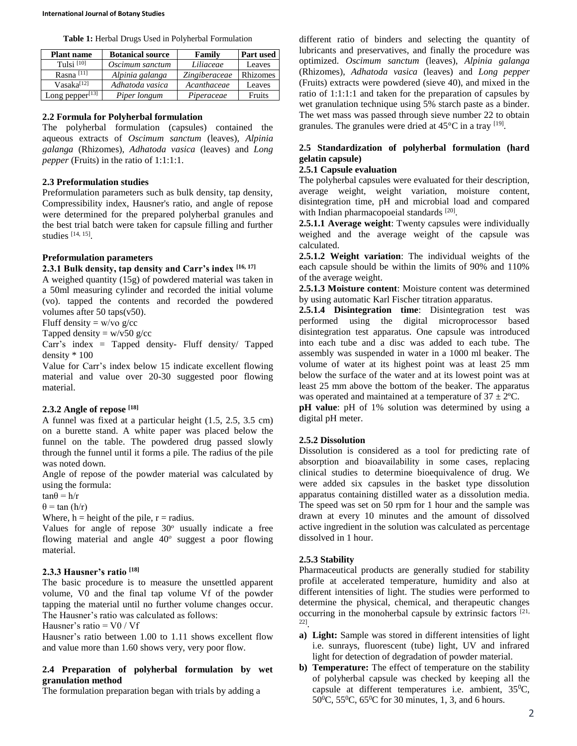**Table 1:** Herbal Drugs Used in Polyherbal Formulation

| Plant name | Botanical source | Family | Part used |
|---|---|---|---|
| Tulsi [10] | *Oscimum sanctum* | *Liliaceae* | Leaves |
| Rasna [11] | *Alpinia galanga* | *Zingiberaceae* | Rhizomes |
| Vasaka[12] | *Adhatoda vasica* | *Acanthaceae* | Leaves |
| Long pepper[13] | *Piper longum* | *Piperaceae* | Fruits |

### 2.2 Formula for Polyherbal formulation

The polyherbal formulation (capsules) contained the aqueous extracts of *Oscimum sanctum* (leaves), *Alpinia galanga* (Rhizomes), *Adhatoda vasica* (leaves) and *Long pepper* (Fruits) in the ratio of 1:1:1:1.

### 2.3 Preformulation studies

Preformulation parameters such as bulk density, tap density, Compressibility index, Hausner's ratio, and angle of repose were determined for the prepared polyherbal granules and the best trial batch were taken for capsule filling and further studies [14, 15].

### Preformulation parameters

#### 2.3.1 Bulk density, tap density and Carr's index [16, 17]

A weighed quantity (15g) of powdered material was taken in a 50ml measuring cylinder and recorded the initial volume (vo). tapped the contents and recorded the powdered volumes after 50 taps(v50).

Fluff density = w/vo g/cc

Tapped density = w/v50 g/cc

Carr's index = Tapped density- Fluff density/ Tapped density * 100

Value for Carr's index below 15 indicate excellent flowing material and value over 20-30 suggested poor flowing material.

#### 2.3.2 Angle of repose [18]

A funnel was fixed at a particular height (1.5, 2.5, 3.5 cm) on a burette stand. A white paper was placed below the funnel on the table. The powdered drug passed slowly through the funnel until it forms a pile. The radius of the pile was noted down.

Angle of repose of the powder material was calculated by using the formula:

$\tan\theta = h/r$

$\theta = \tan (h/r)$

Where, h = height of the pile, r = radius.

Values for angle of repose 30º usually indicate a free flowing material and angle 40º suggest a poor flowing material.

#### 2.3.3 Hausner's ratio [18]

The basic procedure is to measure the unsettled apparent volume, V0 and the final tap volume Vf of the powder tapping the material until no further volume changes occur. The Hausner's ratio was calculated as follows:

Hausner's ratio = V0 / Vf

Hausner's ratio between 1.00 to 1.11 shows excellent flow and value more than 1.60 shows very, very poor flow.

### 2.4 Preparation of polyherbal formulation by wet granulation method

The formulation preparation began with trials by adding a different ratio of binders and selecting the quantity of lubricants and preservatives, and finally the procedure was optimized. *Oscimum sanctum* (leaves), *Alpinia galanga* (Rhizomes), *Adhatoda vasica* (leaves) and *Long pepper* (Fruits) extracts were powdered (sieve 40), and mixed in the ratio of 1:1:1:1 and taken for the preparation of capsules by wet granulation technique using 5% starch paste as a binder. The wet mass was passed through sieve number 22 to obtain granules. The granules were dried at 45°C in a tray [19].

### 2.5 Standardization of polyherbal formulation (hard gelatin capsule)

#### 2.5.1 Capsule evaluation

The polyherbal capsules were evaluated for their description, average weight, weight variation, moisture content, disintegration time, pH and microbial load and compared with Indian pharmacopoeial standards [20].

**2.5.1.1 Average weight**: Twenty capsules were individually weighed and the average weight of the capsule was calculated.

**2.5.1.2 Weight variation**: The individual weights of the each capsule should be within the limits of 90% and 110% of the average weight.

**2.5.1.3 Moisture content**: Moisture content was determined by using automatic Karl Fischer titration apparatus.

**2.5.1.4 Disintegration time**: Disintegration test was performed using the digital microprocessor based disintegration test apparatus. One capsule was introduced into each tube and a disc was added to each tube. The assembly was suspended in water in a 1000 ml beaker. The volume of water at its highest point was at least 25 mm below the surface of the water and at its lowest point was at least 25 mm above the bottom of the beaker. The apparatus was operated and maintained at a temperature of 37 ± 2ºC.

**pH value**: pH of 1% solution was determined by using a digital pH meter.

#### 2.5.2 Dissolution

Dissolution is considered as a tool for predicting rate of absorption and bioavailability in some cases, replacing clinical studies to determine bioequivalence of drug. We were added six capsules in the basket type dissolution apparatus containing distilled water as a dissolution media. The speed was set on 50 rpm for 1 hour and the sample was drawn at every 10 minutes and the amount of dissolved active ingredient in the solution was calculated as percentage dissolved in 1 hour.

#### 2.5.3 Stability

Pharmaceutical products are generally studied for stability profile at accelerated temperature, humidity and also at different intensities of light. The studies were performed to determine the physical, chemical, and therapeutic changes occurring in the monoherbal capsule by extrinsic factors [21, 22].

a) **Light:** Sample was stored in different intensities of light i.e. sunrays, fluorescent (tube) light, UV and infrared light for detection of degradation of powder material.
b) **Temperature:** The effect of temperature on the stability of polyherbal capsule was checked by keeping all the capsule at different temperatures i.e. ambient, 35⁰C, 50⁰C, 55⁰C, 65⁰C for 30 minutes, 1, 3, and 6 hours.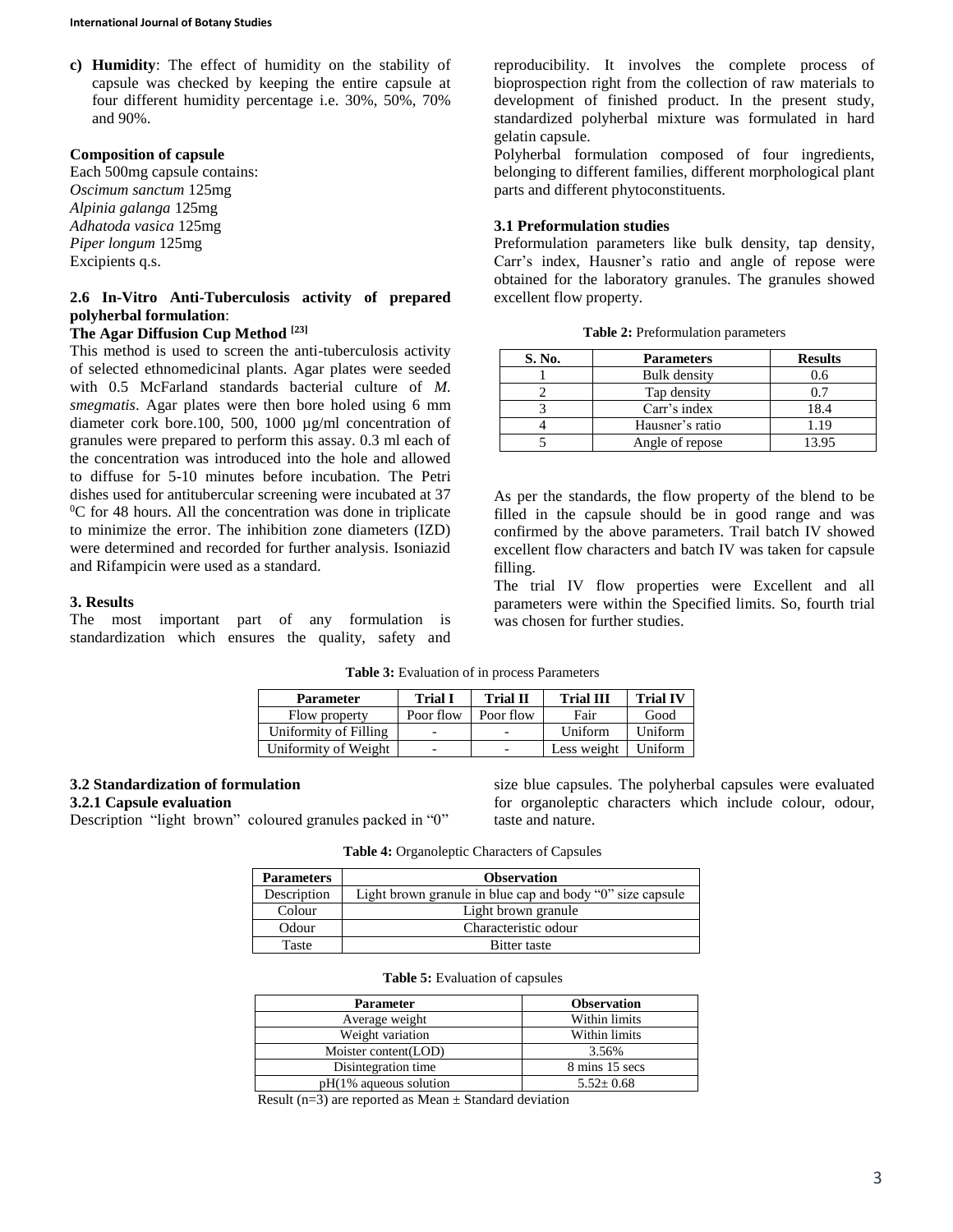c) **Humidity**: The effect of humidity on the stability of capsule was checked by keeping the entire capsule at four different humidity percentage i.e. 30%, 50%, 70% and 90%.

**Composition of capsule**

Each 500mg capsule contains:
*Oscimum sanctum* 125mg
*Alpinia galanga* 125mg
*Adhatoda vasica* 125mg
*Piper longum* 125mg
Excipients q.s.

### 2.6 In-Vitro Anti-Tuberculosis activity of prepared polyherbal formulation:

**The Agar Diffusion Cup Method [23]**

This method is used to screen the anti-tuberculosis activity of selected ethnomedicinal plants. Agar plates were seeded with 0.5 McFarland standards bacterial culture of *M. smegmatis*. Agar plates were then bore holed using 6 mm diameter cork bore.100, 500, 1000 µg/ml concentration of granules were prepared to perform this assay. 0.3 ml each of the concentration was introduced into the hole and allowed to diffuse for 5-10 minutes before incubation. The Petri dishes used for antitubercular screening were incubated at 37 $^0$C for 48 hours. All the concentration was done in triplicate to minimize the error. The inhibition zone diameters (IZD) were determined and recorded for further analysis. Isoniazid and Rifampicin were used as a standard.

## 3. Results

The most important part of any formulation is standardization which ensures the quality, safety and reproducibility. It involves the complete process of bioprospection right from the collection of raw materials to development of finished product. In the present study, standardized polyherbal mixture was formulated in hard gelatin capsule.

Polyherbal formulation composed of four ingredients, belonging to different families, different morphological plant parts and different phytoconstituents.

### 3.1 Preformulation studies

Preformulation parameters like bulk density, tap density, Carr's index, Hausner's ratio and angle of repose were obtained for the laboratory granules. The granules showed excellent flow property.

**Table 2:** Preformulation parameters

| S. No. | Parameters | Results |
|---|---|---|
| 1 | Bulk density | 0.6 |
| 2 | Tap density | 0.7 |
| 3 | Carr's index | 18.4 |
| 4 | Hausner's ratio | 1.19 |
| 5 | Angle of repose | 13.95 |

As per the standards, the flow property of the blend to be filled in the capsule should be in good range and was confirmed by the above parameters. Trail batch IV showed excellent flow characters and batch IV was taken for capsule filling.

The trial IV flow properties were Excellent and all parameters were within the Specified limits. So, fourth trial was chosen for further studies.

**Table 3:** Evaluation of in process Parameters

| Parameter | Trial I | Trial II | Trial III | Trial IV |
|---|---|---|---|---|
| Flow property | Poor flow | Poor flow | Fair | Good |
| Uniformity of Filling | - | - | Uniform | Uniform |
| Uniformity of Weight | - | - | Less weight | Uniform |

### 3.2 Standardization of formulation

#### 3.2.1 Capsule evaluation

Description "light brown" coloured granules packed in "0" size blue capsules. The polyherbal capsules were evaluated for organoleptic characters which include colour, odour, taste and nature.

**Table 4:** Organoleptic Characters of Capsules

| Parameters | Observation |
|---|---|
| Description | Light brown granule in blue cap and body "0" size capsule |
| Colour | Light brown granule |
| Odour | Characteristic odour |
| Taste | Bitter taste |

**Table 5:** Evaluation of capsules

| Parameter | Observation |
|---|---|
| Average weight | Within limits |
| Weight variation | Within limits |
| Moister content(LOD) | 3.56% |
| Disintegration time | 8 mins 15 secs |
| pH(1% aqueous solution | 5.52± 0.68 |

Result (n=3) are reported as Mean ± Standard deviation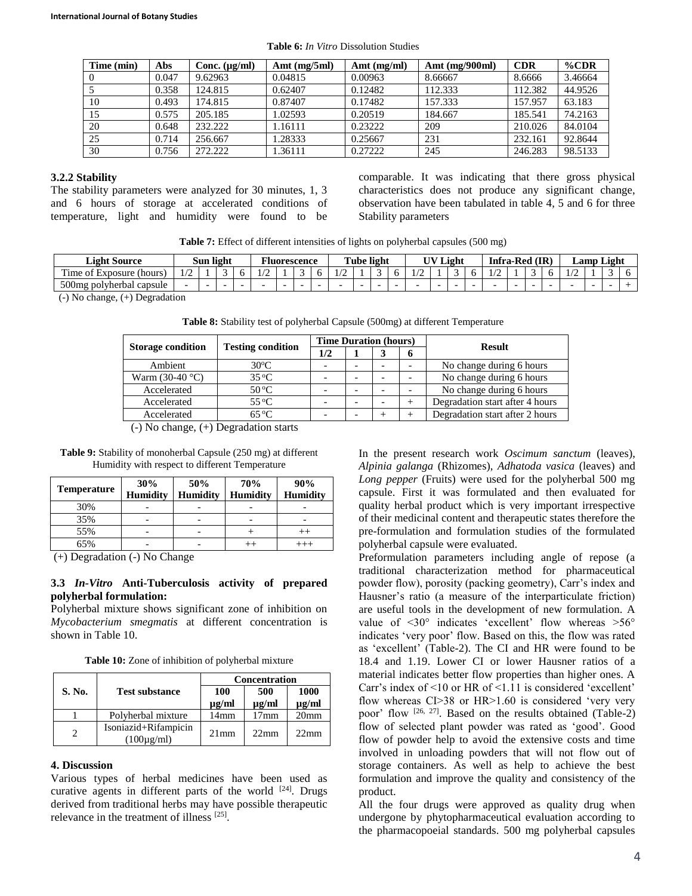**Table 6:** *In Vitro* Dissolution Studies

| Time (min) | Abs | Conc. (µg/ml) | Amt (mg/5ml) | Amt (mg/ml) | Amt (mg/900ml) | CDR | %CDR |
|---|---|---|---|---|---|---|---|
| 0 | 0.047 | 9.62963 | 0.04815 | 0.00963 | 8.66667 | 8.6666 | 3.46664 |
| 5 | 0.358 | 124.815 | 0.62407 | 0.12482 | 112.333 | 112.382 | 44.9526 |
| 10 | 0.493 | 174.815 | 0.87407 | 0.17482 | 157.333 | 157.957 | 63.183 |
| 15 | 0.575 | 205.185 | 1.02593 | 0.20519 | 184.667 | 185.541 | 74.2163 |
| 20 | 0.648 | 232.222 | 1.16111 | 0.23222 | 209 | 210.026 | 84.0104 |
| 25 | 0.714 | 256.667 | 1.28333 | 0.25667 | 231 | 232.161 | 92.8644 |
| 30 | 0.756 | 272.222 | 1.36111 | 0.27222 | 245 | 246.283 | 98.5133 |

### 3.2.2 Stability

The stability parameters were analyzed for 30 minutes, 1, 3 and 6 hours of storage at accelerated conditions of temperature, light and humidity were found to be comparable. It was indicating that there gross physical characteristics does not produce any significant change, observation have been tabulated in table 4, 5 and 6 for three Stability parameters

**Table 7:** Effect of different intensities of lights on polyherbal capsules (500 mg)

| Light Source | Sun light | | | | Fluorescence | | | | Tube light | | | | UV Light | | | | Infra-Red (IR) | | | | Lamp Light | | | |
|---|---|---|---|---|---|---|---|---|---|---|---|---|---|---|---|---|---|---|---|---|---|---|---|---|
| Time of Exposure (hours) | 1/2 | 1 | 3 | 6 | 1/2 | 1 | 3 | 6 | 1/2 | 1 | 3 | 6 | 1/2 | 1 | 3 | 6 | 1/2 | 1 | 3 | 6 | 1/2 | 1 | 3 | 6 |
| 500mg polyherbal capsule | - | - | - | - | - | - | - | - | - | - | - | - | - | - | - | - | - | - | - | - | - | - | - | + |

(-) No change, (+) Degradation

**Table 8:** Stability test of polyherbal Capsule (500mg) at different Temperature

| Storage condition | Testing condition | Time Duration (hours) | | | | Result |
|---|---|---|---|---|---|---|
| | | 1/2 | 1 | 3 | 6 | |
| Ambient | 30ºC | - | - | - | - | No change during 6 hours |
| Warm (30-40 °C) | 35 ºC | - | - | - | - | No change during 6 hours |
| Accelerated | 50 ºC | - | - | - | - | No change during 6 hours |
| Accelerated | 55 ºC | - | - | - | + | Degradation start after 4 hours |
| Accelerated | 65 ºC | - | - | + | + | Degradation start after 2 hours |

(-) No change, (+) Degradation starts

**Table 9:** Stability of monoherbal Capsule (250 mg) at different Humidity with respect to different Temperature

| Temperature | 30% Humidity | 50% Humidity | 70% Humidity | 90% Humidity |
|---|---|---|---|---|
| 30% | - | - | - | - |
| 35% | - | - | - | - |
| 55% | - | - | + | ++ |
| 65% | - | - | ++ | +++ |

(+) Degradation (-) No Change

### 3.3 *In-Vitro* Anti-Tuberculosis activity of prepared polyherbal formulation:

Polyherbal mixture shows significant zone of inhibition on *Mycobacterium smegmatis* at different concentration is shown in Table 10.

**Table 10:** Zone of inhibition of polyherbal mixture

| S. No. | Test substance | Concentration | | |
|---|---|---|---|---|
| | | 100 µg/ml | 500 µg/ml | 1000 µg/ml |
| 1 | Polyherbal mixture | 14mm | 17mm | 20mm |
| 2 | Isoniazid+Rifampicin (100µg/ml) | 21mm | 22mm | 22mm |

## 4. Discussion

Various types of herbal medicines have been used as curative agents in different parts of the world [24]. Drugs derived from traditional herbs may have possible therapeutic relevance in the treatment of illness [25].

In the present research work *Oscimum sanctum* (leaves), *Alpinia galanga* (Rhizomes), *Adhatoda vasica* (leaves) and *Long pepper* (Fruits) were used for the polyherbal 500 mg capsule. First it was formulated and then evaluated for quality herbal product which is very important irrespective of their medicinal content and therapeutic states therefore the pre-formulation and formulation studies of the formulated polyherbal capsule were evaluated.

Preformulation parameters including angle of repose (a traditional characterization method for pharmaceutical powder flow), porosity (packing geometry), Carr's index and Hausner's ratio (a measure of the interparticulate friction) are useful tools in the development of new formulation. A value of <30° indicates 'excellent' flow whereas >56° indicates 'very poor' flow. Based on this, the flow was rated as 'excellent' (Table-2). The CI and HR were found to be 18.4 and 1.19. Lower CI or lower Hausner ratios of a material indicates better flow properties than higher ones. A Carr's index of <10 or HR of <1.11 is considered 'excellent' flow whereas CI>38 or HR>1.60 is considered 'very very poor' flow [26, 27]. Based on the results obtained (Table-2) flow of selected plant powder was rated as 'good'. Good flow of powder help to avoid the extensive costs and time involved in unloading powders that will not flow out of storage containers. As well as help to achieve the best formulation and improve the quality and consistency of the product.

All the four drugs were approved as quality drug when undergone by phytopharmaceutical evaluation according to the pharmacopoeial standards. 500 mg polyherbal capsules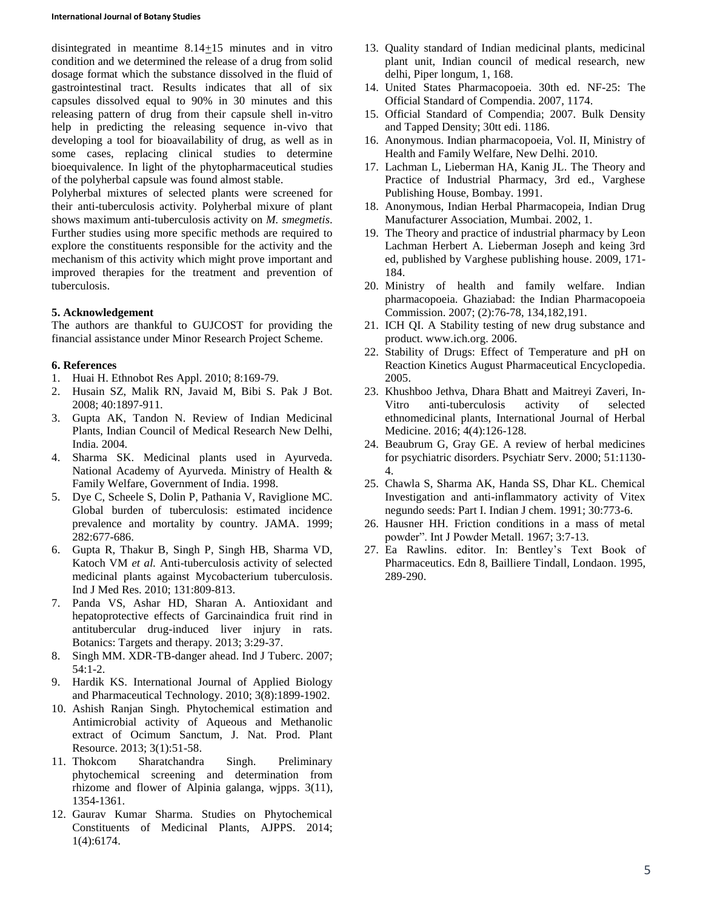disintegrated in meantime 8.14+15 minutes and in vitro condition and we determined the release of a drug from solid dosage format which the substance dissolved in the fluid of gastrointestinal tract. Results indicates that all of six capsules dissolved equal to 90% in 30 minutes and this releasing pattern of drug from their capsule shell in-vitro help in predicting the releasing sequence in-vivo that developing a tool for bioavailability of drug, as well as in some cases, replacing clinical studies to determine bioequivalence. In light of the phytopharmaceutical studies of the polyherbal capsule was found almost stable.

Polyherbal mixtures of selected plants were screened for their anti-tuberculosis activity. Polyherbal mixure of plant shows maximum anti-tuberculosis activity on *M. smegmetis*. Further studies using more specific methods are required to explore the constituents responsible for the activity and the mechanism of this activity which might prove important and improved therapies for the treatment and prevention of tuberculosis.

## 5. Acknowledgement

The authors are thankful to GUJCOST for providing the financial assistance under Minor Research Project Scheme.

## 6. References

1. Huai H. Ethnobot Res Appl. 2010; 8:169-79.
2. Husain SZ, Malik RN, Javaid M, Bibi S. Pak J Bot. 2008; 40:1897-911.
3. Gupta AK, Tandon N. Review of Indian Medicinal Plants, Indian Council of Medical Research New Delhi, India. 2004.
4. Sharma SK. Medicinal plants used in Ayurveda. National Academy of Ayurveda. Ministry of Health & Family Welfare, Government of India. 1998.
5. Dye C, Scheele S, Dolin P, Pathania V, Raviglione MC. Global burden of tuberculosis: estimated incidence prevalence and mortality by country. JAMA. 1999; 282:677-686.
6. Gupta R, Thakur B, Singh P, Singh HB, Sharma VD, Katoch VM *et al.* Anti-tuberculosis activity of selected medicinal plants against Mycobacterium tuberculosis. Ind J Med Res. 2010; 131:809-813.
7. Panda VS, Ashar HD, Sharan A. Antioxidant and hepatoprotective effects of Garcinaindica fruit rind in antitubercular drug-induced liver injury in rats. Botanics: Targets and therapy. 2013; 3:29-37.
8. Singh MM. XDR-TB-danger ahead. Ind J Tuberc. 2007; 54:1-2.
9. Hardik KS. International Journal of Applied Biology and Pharmaceutical Technology. 2010; 3(8):1899-1902.
10. Ashish Ranjan Singh. Phytochemical estimation and Antimicrobial activity of Aqueous and Methanolic extract of Ocimum Sanctum, J. Nat. Prod. Plant Resource. 2013; 3(1):51-58.
11. Thokcom Sharatchandra Singh. Preliminary phytochemical screening and determination from rhizome and flower of Alpinia galanga, wjpps. 3(11), 1354-1361.
12. Gaurav Kumar Sharma. Studies on Phytochemical Constituents of Medicinal Plants, AJPPS. 2014; 1(4):6174.
13. Quality standard of Indian medicinal plants, medicinal plant unit, Indian council of medical research, new delhi, Piper longum, 1, 168.
14. United States Pharmacopoeia. 30th ed. NF-25: The Official Standard of Compendia. 2007, 1174.
15. Official Standard of Compendia; 2007. Bulk Density and Tapped Density; 30tt edi. 1186.
16. Anonymous. Indian pharmacopoeia, Vol. II, Ministry of Health and Family Welfare, New Delhi. 2010.
17. Lachman L, Lieberman HA, Kanig JL. The Theory and Practice of Industrial Pharmacy, 3rd ed., Varghese Publishing House, Bombay. 1991.
18. Anonymous, Indian Herbal Pharmacopeia, Indian Drug Manufacturer Association, Mumbai. 2002, 1.
19. The Theory and practice of industrial pharmacy by Leon Lachman Herbert A. Lieberman Joseph and keing 3rd ed, published by Varghese publishing house. 2009, 171-184.
20. Ministry of health and family welfare. Indian pharmacopoeia. Ghaziabad: the Indian Pharmacopoeia Commission. 2007; (2):76-78, 134,182,191.
21. ICH QI. A Stability testing of new drug substance and product. www.ich.org. 2006.
22. Stability of Drugs: Effect of Temperature and pH on Reaction Kinetics August Pharmaceutical Encyclopedia. 2005.
23. Khushboo Jethva, Dhara Bhatt and Maitreyi Zaveri, In-Vitro anti-tuberculosis activity of selected ethnomedicinal plants, International Journal of Herbal Medicine. 2016; 4(4):126-128.
24. Beaubrum G, Gray GE. A review of herbal medicines for psychiatric disorders. Psychiatr Serv. 2000; 51:1130-4.
25. Chawla S, Sharma AK, Handa SS, Dhar KL. Chemical Investigation and anti-inflammatory activity of Vitex negundo seeds: Part I. Indian J chem. 1991; 30:773-6.
26. Hausner HH. Friction conditions in a mass of metal powder". Int J Powder Metall. 1967; 3:7-13.
27. Ea Rawlins. editor. In: Bentley's Text Book of Pharmaceutics. Edn 8, Bailliere Tindall, Londaon. 1995, 289-290.